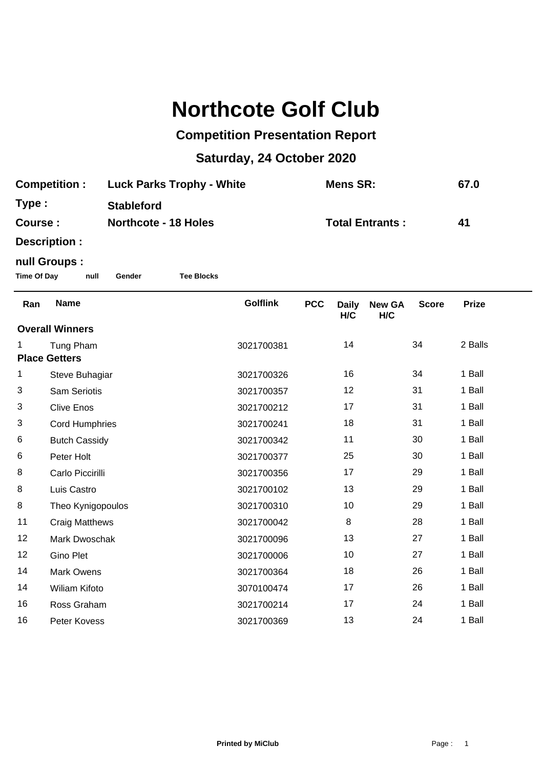# Northcote Golf Club

## Competition Presentation Report

## Saturday, 24 October 2020

**Competition :** **Luck Parks Trophy - White** **Mens SR:** **67.0**

**Type :** **Stableford**

**Course :** **Northcote - 18 Holes** **Total Entrants :** **41**

**Description :**

**null Groups :**

**Time Of Day** **null** **Gender** **Tee Blocks**

| Ran | Name | Golflink | PCC | Daily H/C | New GA H/C | Score | Prize |
|---|---|---|---|---|---|---|---|
| **Overall Winners** | | | | | | | |
| 1 | Tung Pham | 3021700381 | | 14 | | 34 | 2 Balls |
| **Place Getters** | | | | | | | |
| 1 | Steve Buhagiar | 3021700326 | | 16 | | 34 | 1 Ball |
| 3 | Sam Seriotis | 3021700357 | | 12 | | 31 | 1 Ball |
| 3 | Clive Enos | 3021700212 | | 17 | | 31 | 1 Ball |
| 3 | Cord Humphries | 3021700241 | | 18 | | 31 | 1 Ball |
| 6 | Butch Cassidy | 3021700342 | | 11 | | 30 | 1 Ball |
| 6 | Peter Holt | 3021700377 | | 25 | | 30 | 1 Ball |
| 8 | Carlo Piccirilli | 3021700356 | | 17 | | 29 | 1 Ball |
| 8 | Luis Castro | 3021700102 | | 13 | | 29 | 1 Ball |
| 8 | Theo Kynigopoulos | 3021700310 | | 10 | | 29 | 1 Ball |
| 11 | Craig Matthews | 3021700042 | | 8 | | 28 | 1 Ball |
| 12 | Mark Dwoschak | 3021700096 | | 13 | | 27 | 1 Ball |
| 12 | Gino Plet | 3021700006 | | 10 | | 27 | 1 Ball |
| 14 | Mark Owens | 3021700364 | | 18 | | 26 | 1 Ball |
| 14 | Wiliam Kifoto | 3070100474 | | 17 | | 26 | 1 Ball |
| 16 | Ross Graham | 3021700214 | | 17 | | 24 | 1 Ball |
| 16 | Peter Kovess | 3021700369 | | 13 | | 24 | 1 Ball |

**Printed by MiClub**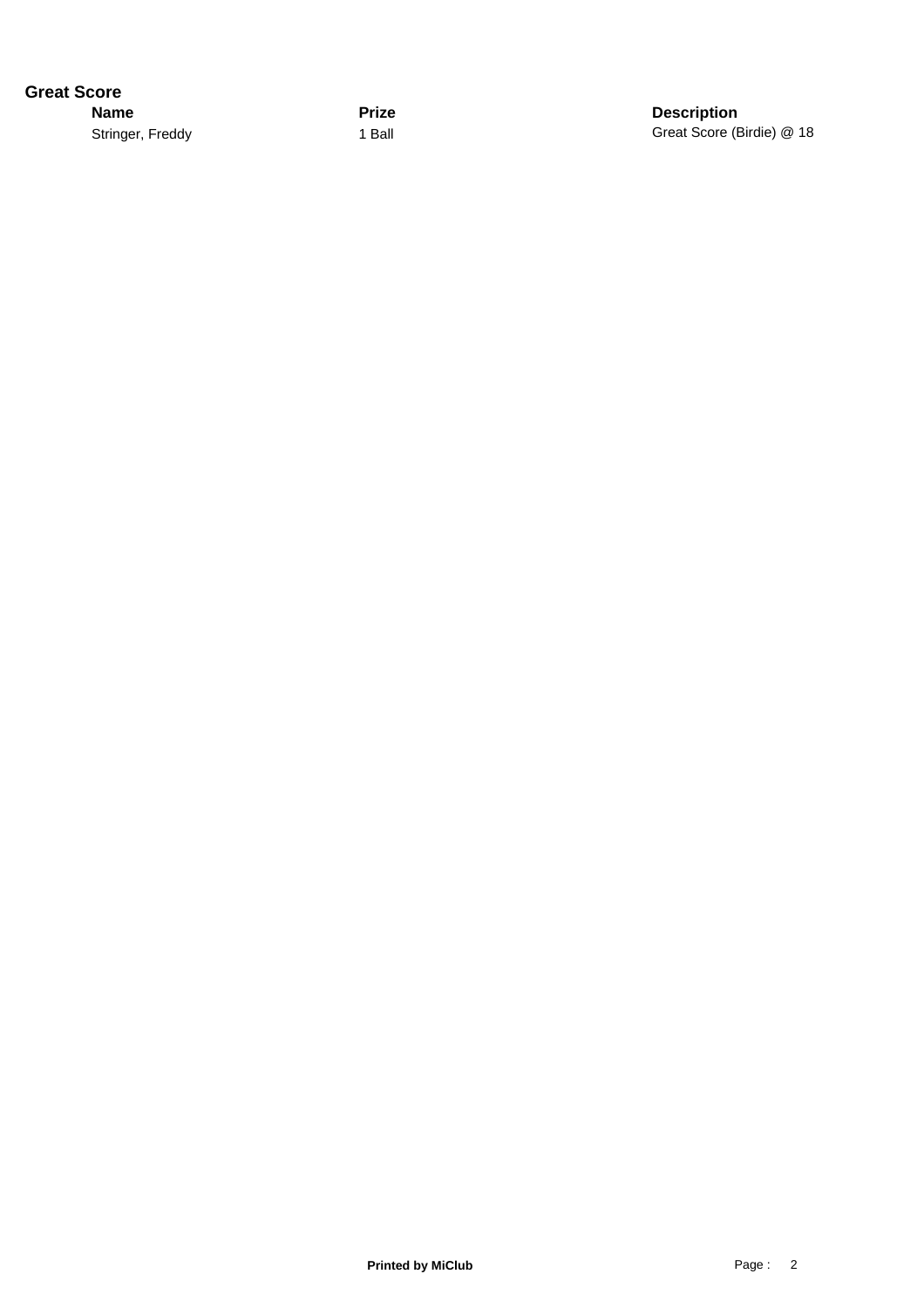## Great Score

| Name | Prize | Description |
| --- | --- | --- |
| Stringer, Freddy | 1 Ball | Great Score (Birdie) @ 18 |

**Printed by MiClub**